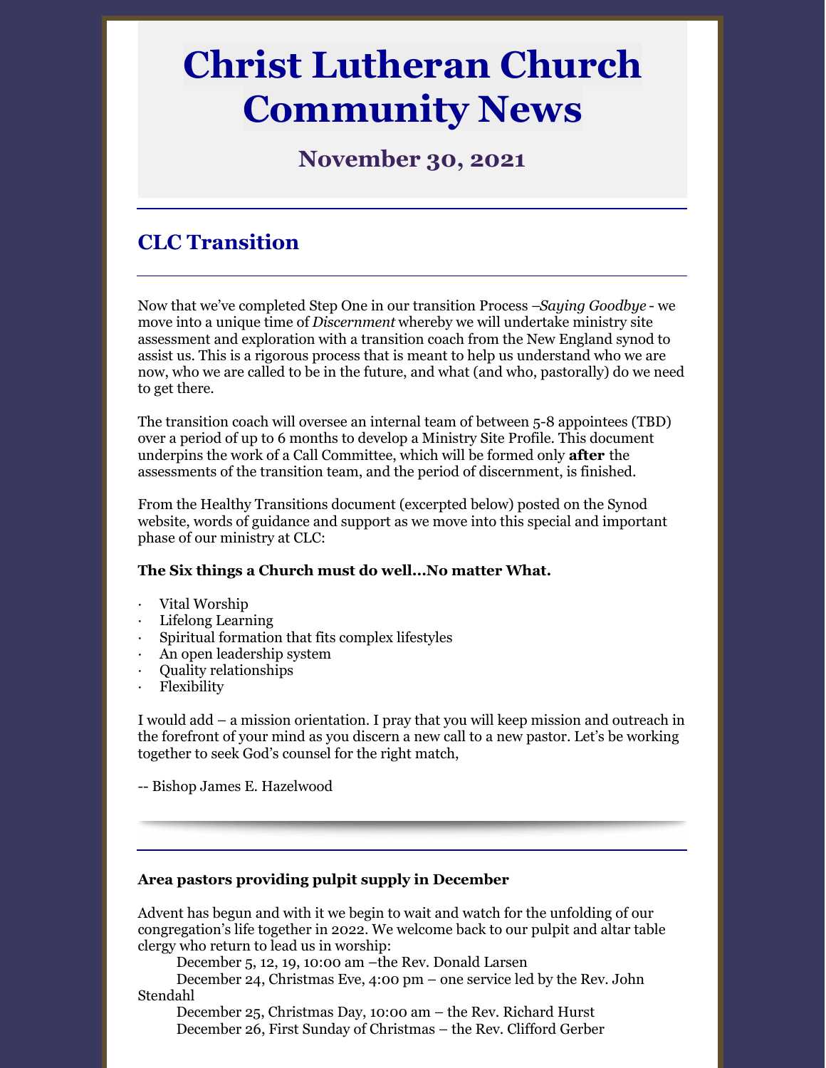# Christ Lutheran Church Community News

## November 30, 2021

## CLC Transition

Now that we've completed Step One in our transition Process –*Saying Goodbye* - we move into a unique time of *Discernment* whereby we will undertake ministry site assessment and exploration with a transition coach from the New England synod to assist us. This is a rigorous process that is meant to help us understand who we are now, who we are called to be in the future, and what (and who, pastorally) do we need to get there.

The transition coach will oversee an internal team of between 5-8 appointees (TBD) over a period of up to 6 months to develop a Ministry Site Profile. This document underpins the work of a Call Committee, which will be formed only **after** the assessments of the transition team, and the period of discernment, is finished.

From the Healthy Transitions document (excerpted below) posted on the Synod website, words of guidance and support as we move into this special and important phase of our ministry at CLC:

**The Six things a Church must do well…No matter What.**

- Vital Worship
- Lifelong Learning
- Spiritual formation that fits complex lifestyles
- An open leadership system
- Quality relationships
- Flexibility

I would add – a mission orientation. I pray that you will keep mission and outreach in the forefront of your mind as you discern a new call to a new pastor. Let's be working together to seek God's counsel for the right match,

-- Bishop James E. Hazelwood

---

**Area pastors providing pulpit supply in December**

Advent has begun and with it we begin to wait and watch for the unfolding of our congregation's life together in 2022. We welcome back to our pulpit and altar table clergy who return to lead us in worship:

December 5, 12, 19, 10:00 am –the Rev. Donald Larsen
December 24, Christmas Eve, 4:00 pm – one service led by the Rev. John Stendahl
December 25, Christmas Day, 10:00 am – the Rev. Richard Hurst
December 26, First Sunday of Christmas – the Rev. Clifford Gerber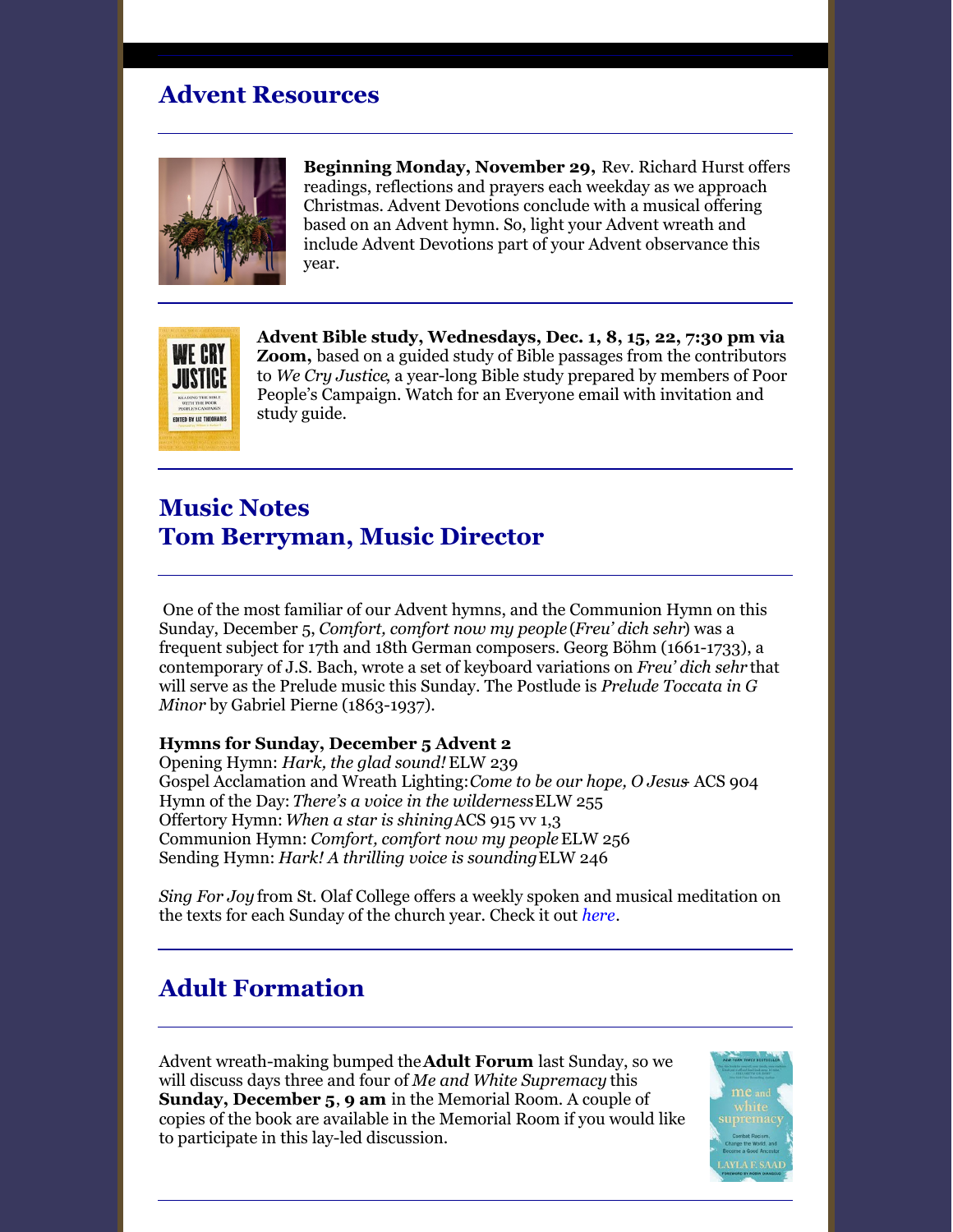## Advent Resources

**Beginning Monday, November 29,** Rev. Richard Hurst offers readings, reflections and prayers each weekday as we approach Christmas. Advent Devotions conclude with a musical offering based on an Advent hymn. So, light your Advent wreath and include Advent Devotions part of your Advent observance this year.

**Advent Bible study, Wednesdays, Dec. 1, 8, 15, 22, 7:30 pm via Zoom,** based on a guided study of Bible passages from the contributors to *We Cry Justice*, a year-long Bible study prepared by members of Poor People's Campaign. Watch for an Everyone email with invitation and study guide.

## Music Notes
## Tom Berryman, Music Director

One of the most familiar of our Advent hymns, and the Communion Hymn on this Sunday, December 5, *Comfort, comfort now my people* (*Freu' dich sehr*) was a frequent subject for 17th and 18th German composers. Georg Böhm (1661-1733), a contemporary of J.S. Bach, wrote a set of keyboard variations on *Freu' dich sehr* that will serve as the Prelude music this Sunday. The Postlude is *Prelude Toccata in G Minor* by Gabriel Pierne (1863-1937).

**Hymns for Sunday, December 5 Advent 2**
Opening Hymn: *Hark, the glad sound!* ELW 239
Gospel Acclamation and Wreath Lighting: *Come to be our hope, O Jesus* - ACS 904
Hymn of the Day: *There's a voice in the wilderness* ELW 255
Offertory Hymn: *When a star is shining* ACS 915 vv 1,3
Communion Hymn: *Comfort, comfort now my people* ELW 256
Sending Hymn: *Hark! A thrilling voice is sounding* ELW 246

*Sing For Joy* from St. Olaf College offers a weekly spoken and musical meditation on the texts for each Sunday of the church year. Check it out *here*.

## Adult Formation

Advent wreath-making bumped the **Adult Forum** last Sunday, so we will discuss days three and four of *Me and White Supremacy* this **Sunday, December 5**, **9 am** in the Memorial Room. A couple of copies of the book are available in the Memorial Room if you would like to participate in this lay-led discussion.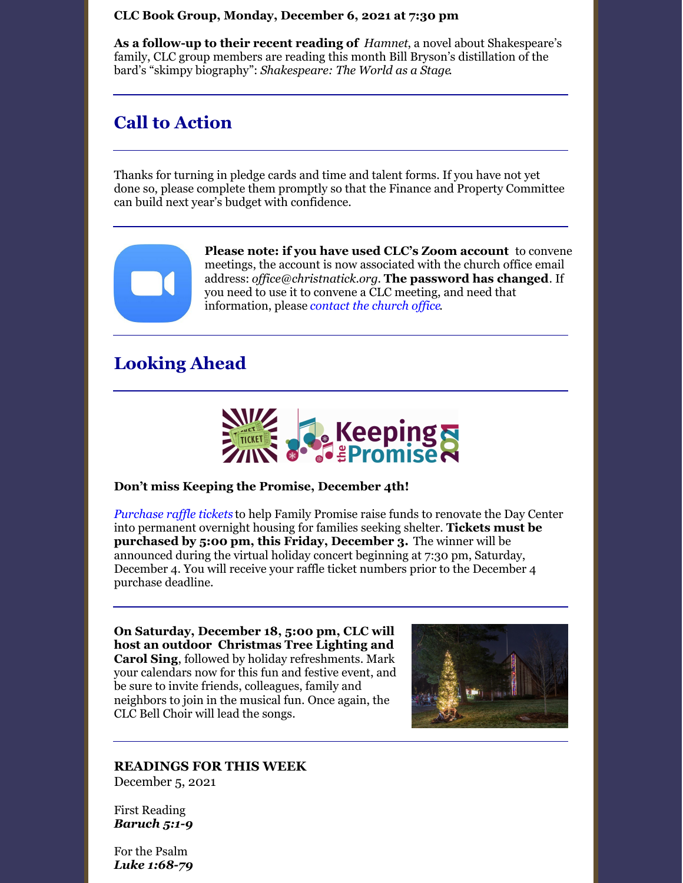**CLC Book Group, Monday, December 6, 2021 at 7:30 pm**

**As a follow-up to their recent reading of** *Hamnet*, a novel about Shakespeare's family, CLC group members are reading this month Bill Bryson's distillation of the bard's "skimpy biography": *Shakespeare: The World as a Stage*.

---

## Call to Action

---

Thanks for turning in pledge cards and time and talent forms. If you have not yet done so, please complete them promptly so that the Finance and Property Committee can build next year's budget with confidence.

---

**Please note: if you have used CLC's Zoom account** to convene meetings, the account is now associated with the church office email address: *office@christnatick.org*. **The password has changed**. If you need to use it to convene a CLC meeting, and need that information, please *contact the church office*.

---

## Looking Ahead

---

**Don't miss Keeping the Promise, December 4th!**

*Purchase raffle tickets* to help Family Promise raise funds to renovate the Day Center into permanent overnight housing for families seeking shelter. **Tickets must be purchased by 5:00 pm, this Friday, December 3.** The winner will be announced during the virtual holiday concert beginning at 7:30 pm, Saturday, December 4. You will receive your raffle ticket numbers prior to the December 4 purchase deadline.

---

**On Saturday, December 18, 5:00 pm, CLC will host an outdoor Christmas Tree Lighting and Carol Sing**, followed by holiday refreshments. Mark your calendars now for this fun and festive event, and be sure to invite friends, colleagues, family and neighbors to join in the musical fun. Once again, the CLC Bell Choir will lead the songs.

---

**READINGS FOR THIS WEEK**
December 5, 2021

First Reading
***Baruch 5:1-9***

For the Psalm
***Luke 1:68-79***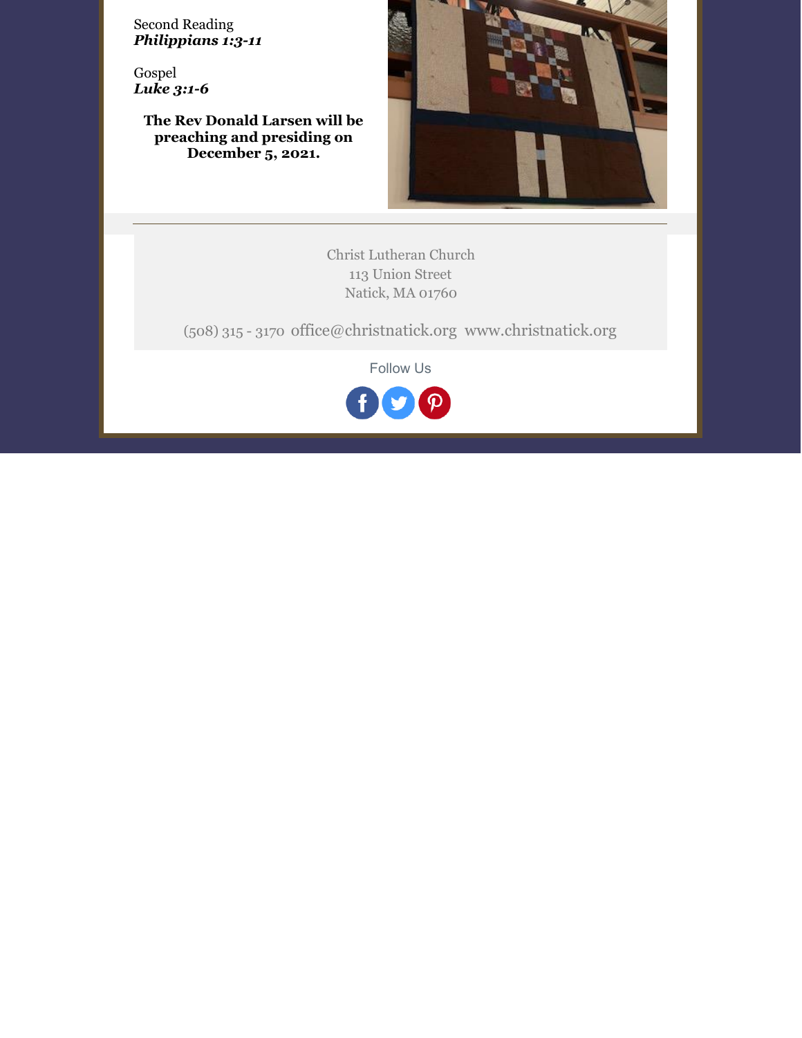Second Reading
***Philippians 1:3-11***

Gospel
***Luke 3:1-6***

**The Rev Donald Larsen will be preaching and presiding on December 5, 2021.**

---

Christ Lutheran Church
113 Union Street
Natick, MA 01760

(508) 315 - 3170 office@christnatick.org www.christnatick.org

Follow Us